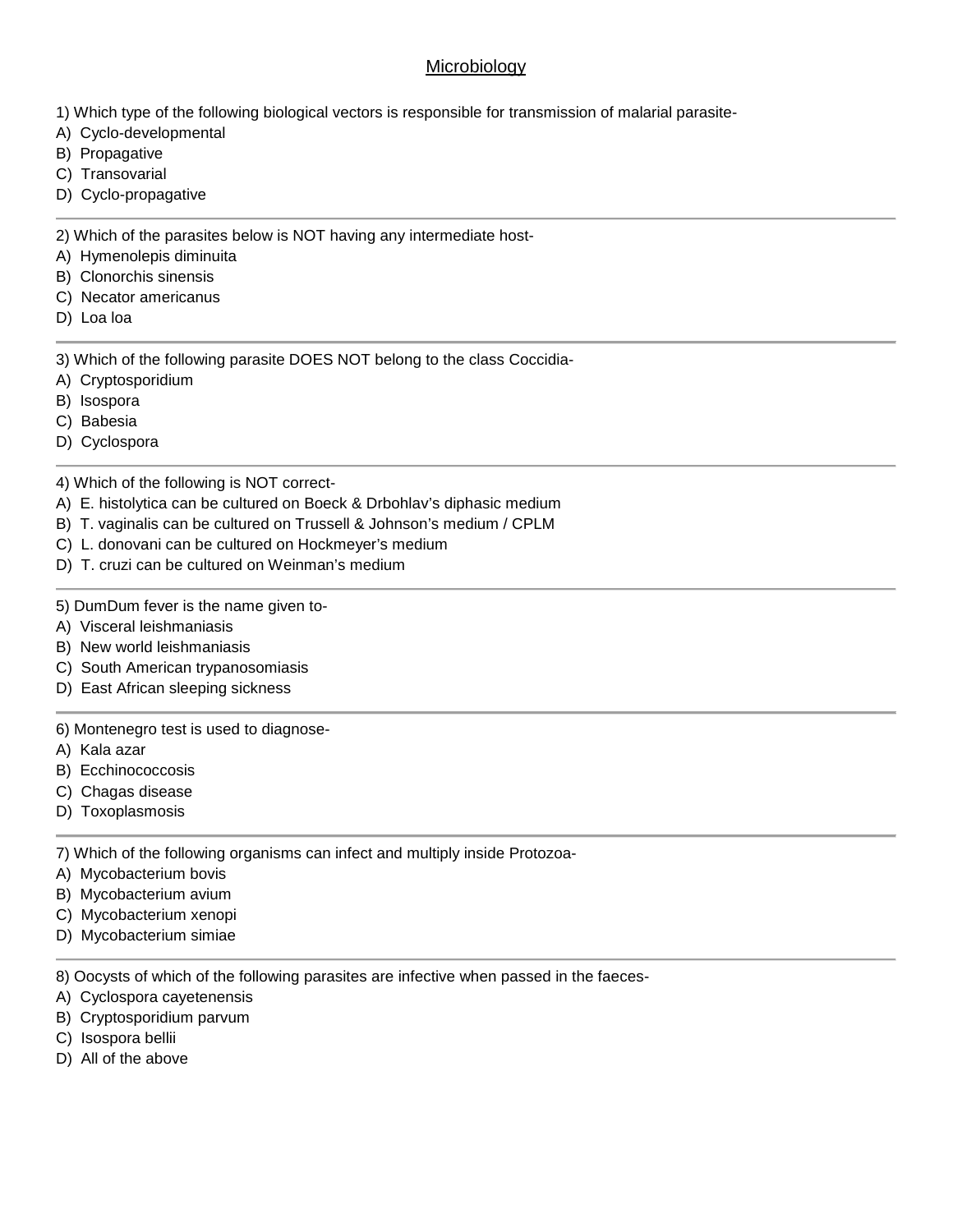# Microbiology

1) Which type of the following biological vectors is responsible for transmission of malarial parasite-

A) Cyclo-developmental
B) Propagative
C) Transovarial
D) Cyclo-propagative

---

2) Which of the parasites below is NOT having any intermediate host-

A) Hymenolepis diminuita
B) Clonorchis sinensis
C) Necator americanus
D) Loa loa

---

3) Which of the following parasite DOES NOT belong to the class Coccidia-

A) Cryptosporidium
B) Isospora
C) Babesia
D) Cyclospora

---

4) Which of the following is NOT correct-

A) E. histolytica can be cultured on Boeck & Drbohlav's diphasic medium
B) T. vaginalis can be cultured on Trussell & Johnson's medium / CPLM
C) L. donovani can be cultured on Hockmeyer's medium
D) T. cruzi can be cultured on Weinman's medium

---

5) DumDum fever is the name given to-

A) Visceral leishmaniasis
B) New world leishmaniasis
C) South American trypanosomiasis
D) East African sleeping sickness

---

6) Montenegro test is used to diagnose-

A) Kala azar
B) Ecchinococcosis
C) Chagas disease
D) Toxoplasmosis

---

7) Which of the following organisms can infect and multiply inside Protozoa-

A) Mycobacterium bovis
B) Mycobacterium avium
C) Mycobacterium xenopi
D) Mycobacterium simiae

---

8) Oocysts of which of the following parasites are infective when passed in the faeces-

A) Cyclospora cayetenensis
B) Cryptosporidium parvum
C) Isospora bellii
D) All of the above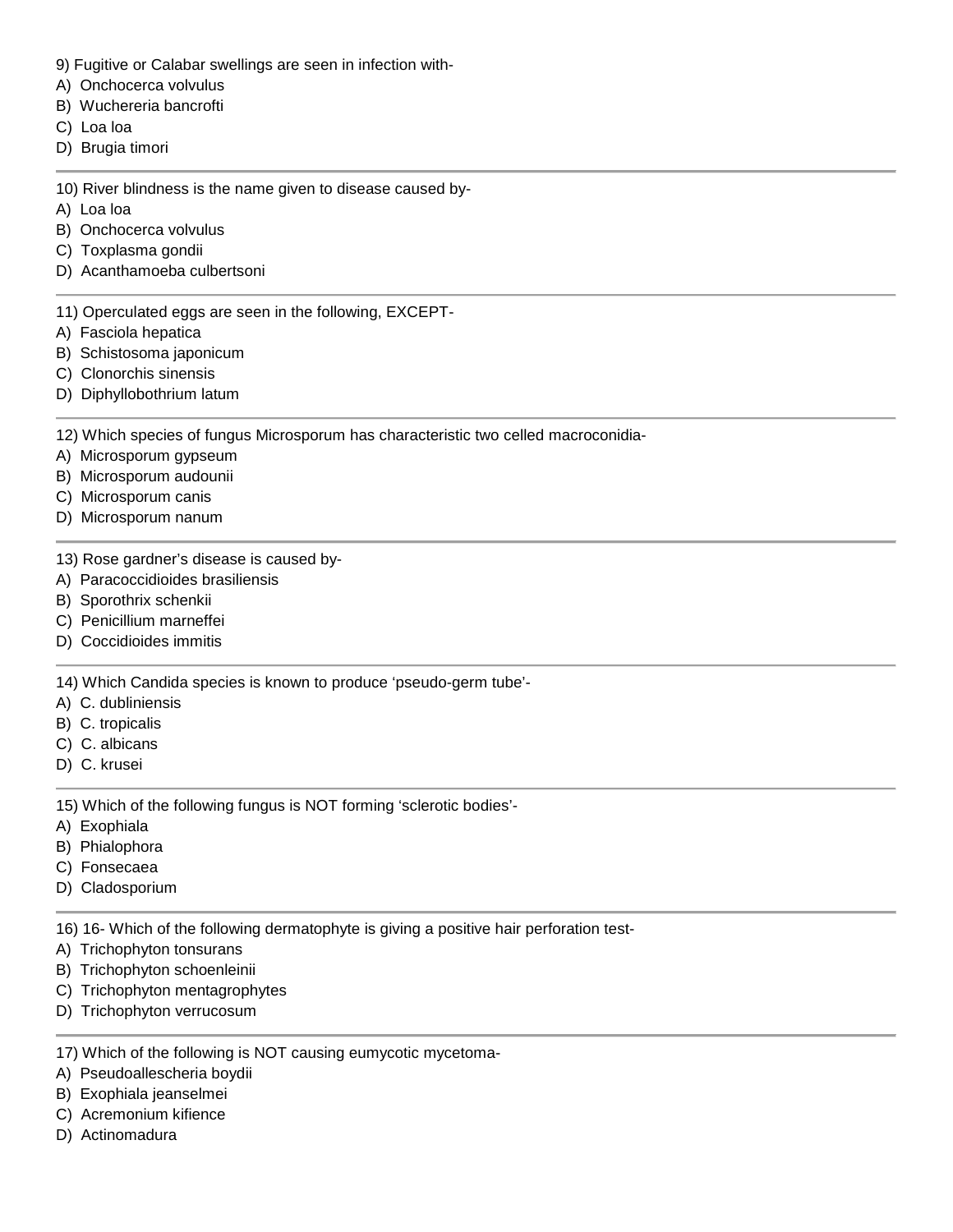9) Fugitive or Calabar swellings are seen in infection with-
A) Onchocerca volvulus
B) Wuchereria bancrofti
C) Loa loa
D) Brugia timori

---

10) River blindness is the name given to disease caused by-
A) Loa loa
B) Onchocerca volvulus
C) Toxplasma gondii
D) Acanthamoeba culbertsoni

---

11) Operculated eggs are seen in the following, EXCEPT-
A) Fasciola hepatica
B) Schistosoma japonicum
C) Clonorchis sinensis
D) Diphyllobothrium latum

---

12) Which species of fungus Microsporum has characteristic two celled macroconidia-
A) Microsporum gypseum
B) Microsporum audounii
C) Microsporum canis
D) Microsporum nanum

---

13) Rose gardner's disease is caused by-
A) Paracoccidioides brasiliensis
B) Sporothrix schenkii
C) Penicillium marneffei
D) Coccidioides immitis

---

14) Which Candida species is known to produce 'pseudo-germ tube'-
A) C. dubliniensis
B) C. tropicalis
C) C. albicans
D) C. krusei

---

15) Which of the following fungus is NOT forming 'sclerotic bodies'-
A) Exophiala
B) Phialophora
C) Fonsecaea
D) Cladosporium

---

16) 16- Which of the following dermatophyte is giving a positive hair perforation test-
A) Trichophyton tonsurans
B) Trichophyton schoenleinii
C) Trichophyton mentagrophytes
D) Trichophyton verrucosum

---

17) Which of the following is NOT causing eumycotic mycetoma-
A) Pseudoallescheria boydii
B) Exophiala jeanselmei
C) Acremonium kifience
D) Actinomadura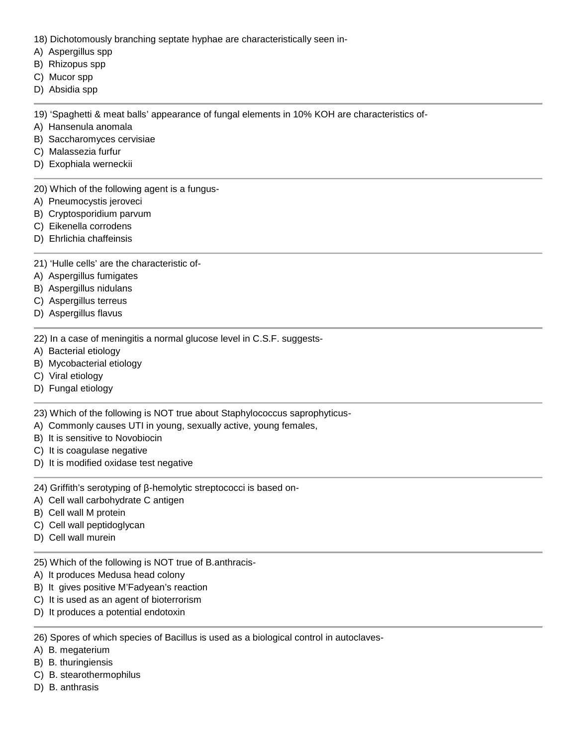18) Dichotomously branching septate hyphae are characteristically seen in-

A) Aspergillus spp
B) Rhizopus spp
C) Mucor spp
D) Absidia spp

---

19) 'Spaghetti & meat balls' appearance of fungal elements in 10% KOH are characteristics of-

A) Hansenula anomala
B) Saccharomyces cervisiae
C) Malassezia furfur
D) Exophiala werneckii

---

20) Which of the following agent is a fungus-

A) Pneumocystis jeroveci
B) Cryptosporidium parvum
C) Eikenella corrodens
D) Ehrlichia chaffeinsis

---

21) 'Hulle cells' are the characteristic of-

A) Aspergillus fumigates
B) Aspergillus nidulans
C) Aspergillus terreus
D) Aspergillus flavus

---

22) In a case of meningitis a normal glucose level in C.S.F. suggests-

A) Bacterial etiology
B) Mycobacterial etiology
C) Viral etiology
D) Fungal etiology

---

23) Which of the following is NOT true about Staphylococcus saprophyticus-

A) Commonly causes UTI in young, sexually active, young females,
B) It is sensitive to Novobiocin
C) It is coagulase negative
D) It is modified oxidase test negative

---

24) Griffith's serotyping of β-hemolytic streptococci is based on-

A) Cell wall carbohydrate C antigen
B) Cell wall M protein
C) Cell wall peptidoglycan
D) Cell wall murein

---

25) Which of the following is NOT true of B.anthracis-

A) It produces Medusa head colony
B) It gives positive M'Fadyean's reaction
C) It is used as an agent of bioterrorism
D) It produces a potential endotoxin

---

26) Spores of which species of Bacillus is used as a biological control in autoclaves-

A) B. megaterium
B) B. thuringiensis
C) B. stearothermophilus
D) B. anthrasis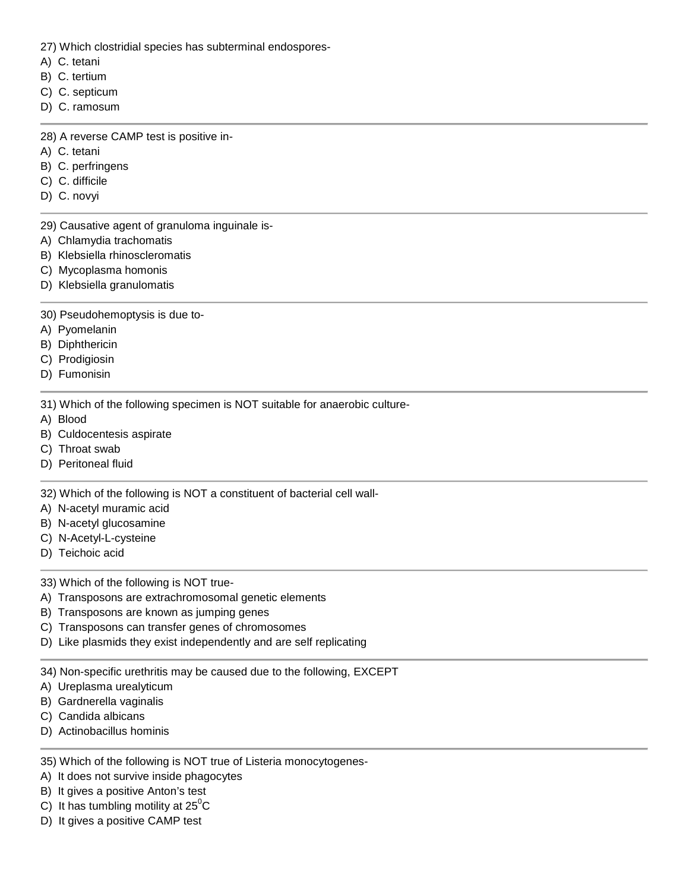27) Which clostridial species has subterminal endospores-

A) C. tetani
B) C. tertium
C) C. septicum
D) C. ramosum

---

28) A reverse CAMP test is positive in-

A) C. tetani
B) C. perfringens
C) C. difficile
D) C. novyi

---

29) Causative agent of granuloma inguinale is-

A) Chlamydia trachomatis
B) Klebsiella rhinoscleromatis
C) Mycoplasma homonis
D) Klebsiella granulomatis

---

30) Pseudohemoptysis is due to-

A) Pyomelanin
B) Diphthericin
C) Prodigiosin
D) Fumonisin

---

31) Which of the following specimen is NOT suitable for anaerobic culture-

A) Blood
B) Culdocentesis aspirate
C) Throat swab
D) Peritoneal fluid

---

32) Which of the following is NOT a constituent of bacterial cell wall-

A) N-acetyl muramic acid
B) N-acetyl glucosamine
C) N-Acetyl-L-cysteine
D) Teichoic acid

---

33) Which of the following is NOT true-

A) Transposons are extrachromosomal genetic elements
B) Transposons are known as jumping genes
C) Transposons can transfer genes of chromosomes
D) Like plasmids they exist independently and are self replicating

---

34) Non-specific urethritis may be caused due to the following, EXCEPT

A) Ureplasma urealyticum
B) Gardnerella vaginalis
C) Candida albicans
D) Actinobacillus hominis

---

35) Which of the following is NOT true of Listeria monocytogenes-

A) It does not survive inside phagocytes
B) It gives a positive Anton's test
C) It has tumbling motility at $25^0$C
D) It gives a positive CAMP test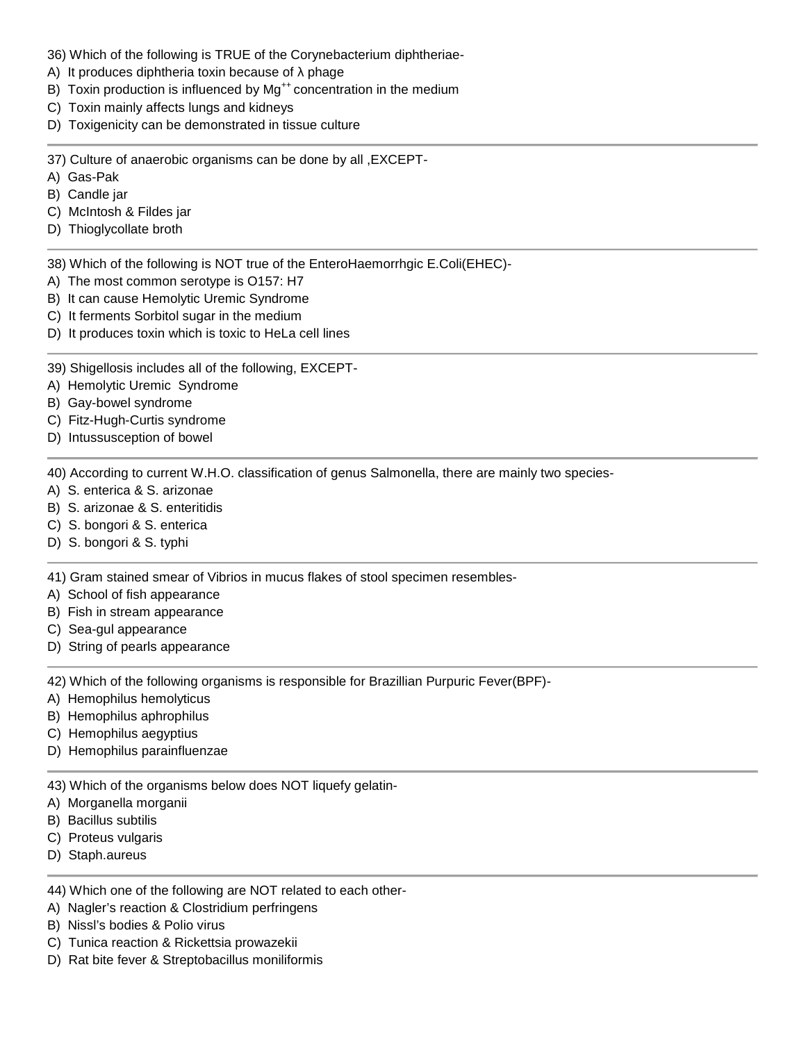36) Which of the following is TRUE of the Corynebacterium diphtheriae-
A) It produces diphtheria toxin because of λ phage
B) Toxin production is influenced by $Mg^{++}$ concentration in the medium
C) Toxin mainly affects lungs and kidneys
D) Toxigenicity can be demonstrated in tissue culture

---

37) Culture of anaerobic organisms can be done by all ,EXCEPT-
A) Gas-Pak
B) Candle jar
C) McIntosh & Fildes jar
D) Thioglycollate broth

---

38) Which of the following is NOT true of the EnteroHaemorrhgic E.Coli(EHEC)-
A) The most common serotype is O157: H7
B) It can cause Hemolytic Uremic Syndrome
C) It ferments Sorbitol sugar in the medium
D) It produces toxin which is toxic to HeLa cell lines

---

39) Shigellosis includes all of the following, EXCEPT-
A) Hemolytic Uremic Syndrome
B) Gay-bowel syndrome
C) Fitz-Hugh-Curtis syndrome
D) Intussusception of bowel

---

40) According to current W.H.O. classification of genus Salmonella, there are mainly two species-
A) S. enterica & S. arizonae
B) S. arizonae & S. enteritidis
C) S. bongori & S. enterica
D) S. bongori & S. typhi

---

41) Gram stained smear of Vibrios in mucus flakes of stool specimen resembles-
A) School of fish appearance
B) Fish in stream appearance
C) Sea-gul appearance
D) String of pearls appearance

---

42) Which of the following organisms is responsible for Brazillian Purpuric Fever(BPF)-
A) Hemophilus hemolyticus
B) Hemophilus aphrophilus
C) Hemophilus aegyptius
D) Hemophilus parainfluenzae

---

43) Which of the organisms below does NOT liquefy gelatin-
A) Morganella morganii
B) Bacillus subtilis
C) Proteus vulgaris
D) Staph.aureus

---

44) Which one of the following are NOT related to each other-
A) Nagler's reaction & Clostridium perfringens
B) Nissl's bodies & Polio virus
C) Tunica reaction & Rickettsia prowazekii
D) Rat bite fever & Streptobacillus moniliformis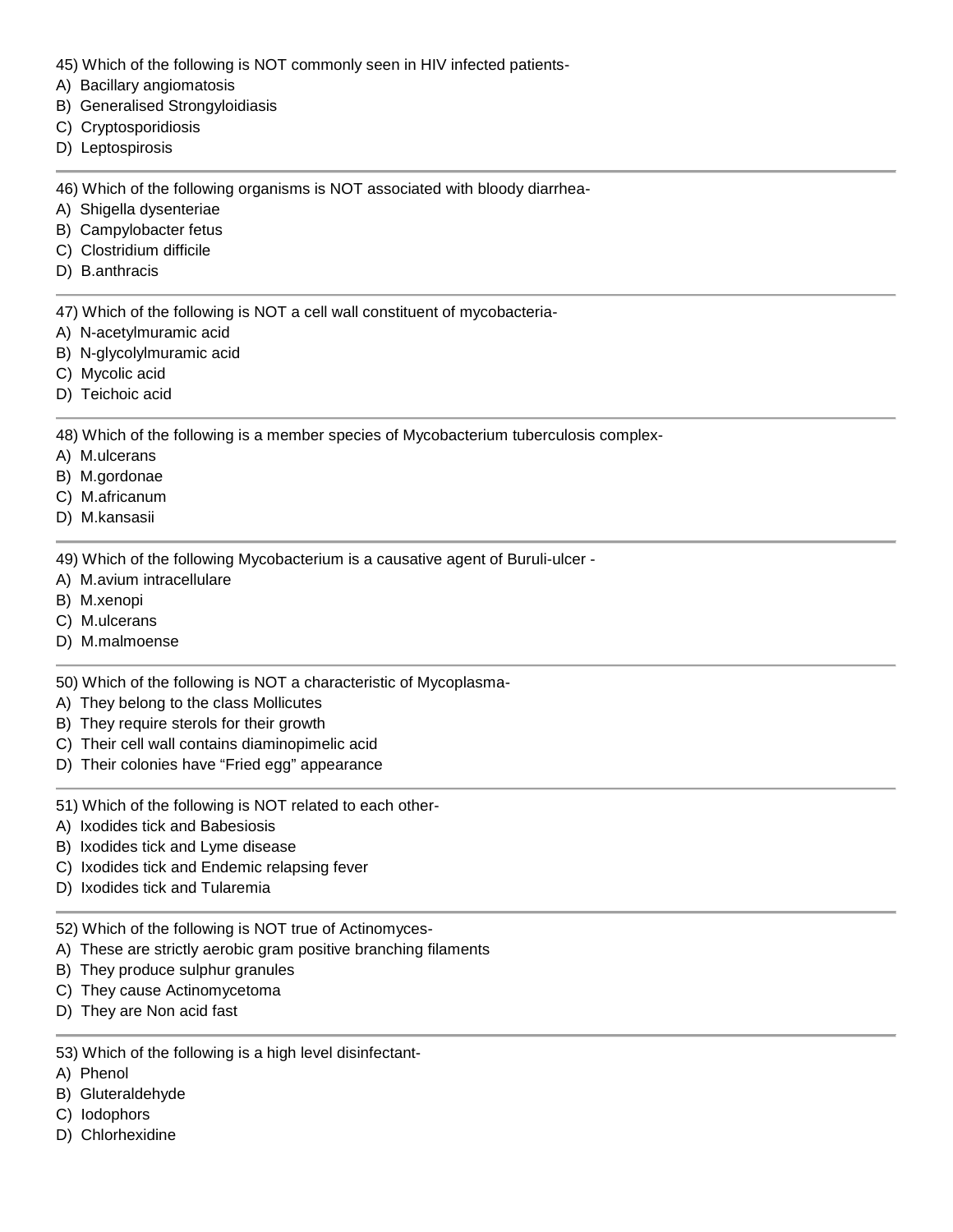45) Which of the following is NOT commonly seen in HIV infected patients-

A) Bacillary angiomatosis
B) Generalised Strongyloidiasis
C) Cryptosporidiosis
D) Leptospirosis

---

46) Which of the following organisms is NOT associated with bloody diarrhea-

A) Shigella dysenteriae
B) Campylobacter fetus
C) Clostridium difficile
D) B.anthracis

---

47) Which of the following is NOT a cell wall constituent of mycobacteria-

A) N-acetylmuramic acid
B) N-glycolylmuramic acid
C) Mycolic acid
D) Teichoic acid

---

48) Which of the following is a member species of Mycobacterium tuberculosis complex-

A) M.ulcerans
B) M.gordonae
C) M.africanum
D) M.kansasii

---

49) Which of the following Mycobacterium is a causative agent of Buruli-ulcer -

A) M.avium intracellulare
B) M.xenopi
C) M.ulcerans
D) M.malmoense

---

50) Which of the following is NOT a characteristic of Mycoplasma-

A) They belong to the class Mollicutes
B) They require sterols for their growth
C) Their cell wall contains diaminopimelic acid
D) Their colonies have “Fried egg” appearance

---

51) Which of the following is NOT related to each other-

A) Ixodides tick and Babesiosis
B) Ixodides tick and Lyme disease
C) Ixodides tick and Endemic relapsing fever
D) Ixodides tick and Tularemia

---

52) Which of the following is NOT true of Actinomyces-

A) These are strictly aerobic gram positive branching filaments
B) They produce sulphur granules
C) They cause Actinomycetoma
D) They are Non acid fast

---

53) Which of the following is a high level disinfectant-

A) Phenol
B) Gluteraldehyde
C) Iodophors
D) Chlorhexidine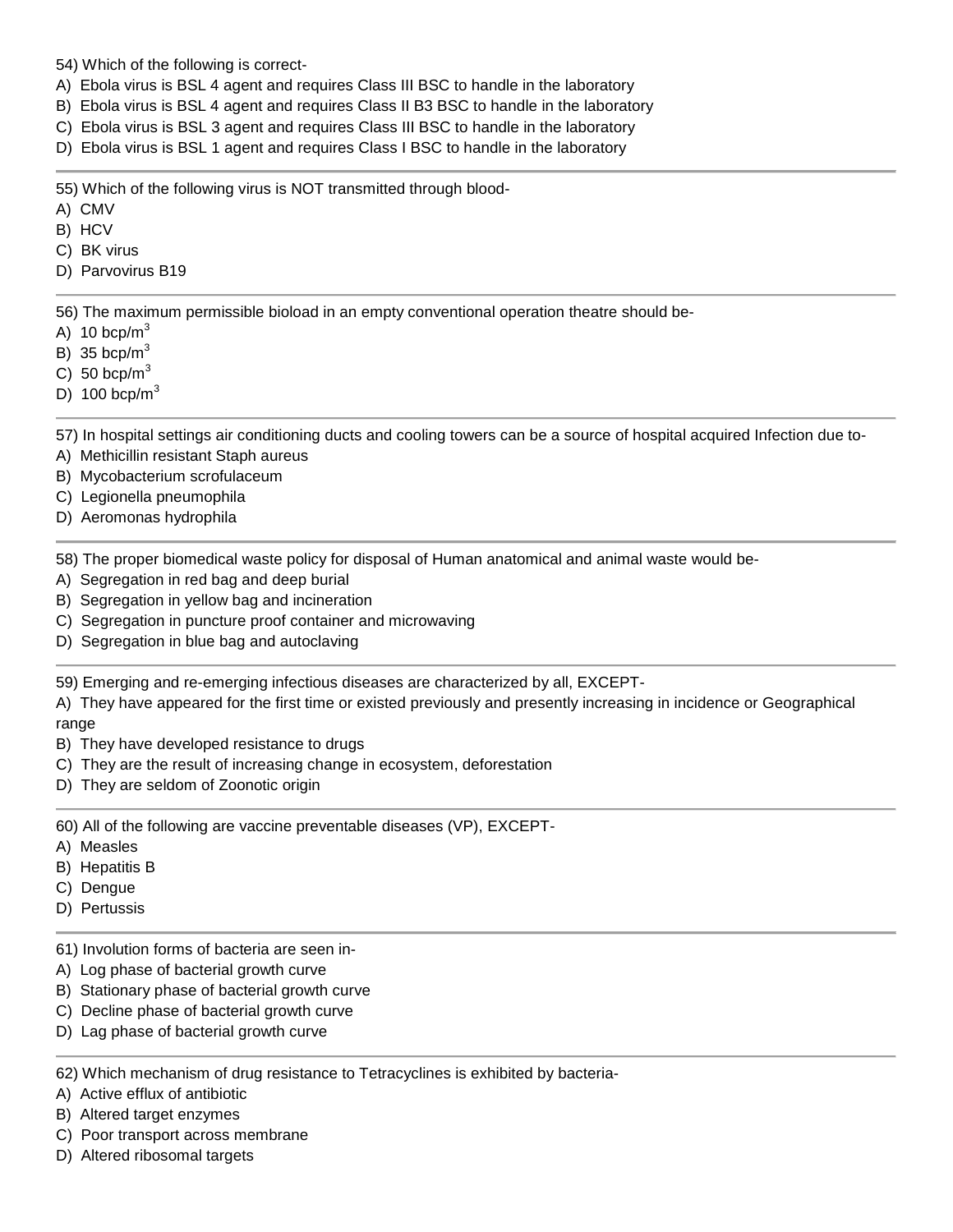54) Which of the following is correct-

A) Ebola virus is BSL 4 agent and requires Class III BSC to handle in the laboratory

B) Ebola virus is BSL 4 agent and requires Class II B3 BSC to handle in the laboratory

C) Ebola virus is BSL 3 agent and requires Class III BSC to handle in the laboratory

D) Ebola virus is BSL 1 agent and requires Class I BSC to handle in the laboratory

---

55) Which of the following virus is NOT transmitted through blood-

A) CMV

B) HCV

C) BK virus

D) Parvovirus B19

---

56) The maximum permissible bioload in an empty conventional operation theatre should be-

A) 10 bcp/$m^3$

B) 35 bcp/$m^3$

C) 50 bcp/$m^3$

D) 100 bcp/$m^3$

---

57) In hospital settings air conditioning ducts and cooling towers can be a source of hospital acquired Infection due to-

A) Methicillin resistant Staph aureus

B) Mycobacterium scrofulaceum

C) Legionella pneumophila

D) Aeromonas hydrophila

---

58) The proper biomedical waste policy for disposal of Human anatomical and animal waste would be-

A) Segregation in red bag and deep burial

B) Segregation in yellow bag and incineration

C) Segregation in puncture proof container and microwaving

D) Segregation in blue bag and autoclaving

---

59) Emerging and re-emerging infectious diseases are characterized by all, EXCEPT-

A) They have appeared for the first time or existed previously and presently increasing in incidence or Geographical range

B) They have developed resistance to drugs

C) They are the result of increasing change in ecosystem, deforestation

D) They are seldom of Zoonotic origin

---

60) All of the following are vaccine preventable diseases (VP), EXCEPT-

A) Measles

B) Hepatitis B

C) Dengue

D) Pertussis

---

61) Involution forms of bacteria are seen in-

A) Log phase of bacterial growth curve

B) Stationary phase of bacterial growth curve

C) Decline phase of bacterial growth curve

D) Lag phase of bacterial growth curve

---

62) Which mechanism of drug resistance to Tetracyclines is exhibited by bacteria-

A) Active efflux of antibiotic

B) Altered target enzymes

C) Poor transport across membrane

D) Altered ribosomal targets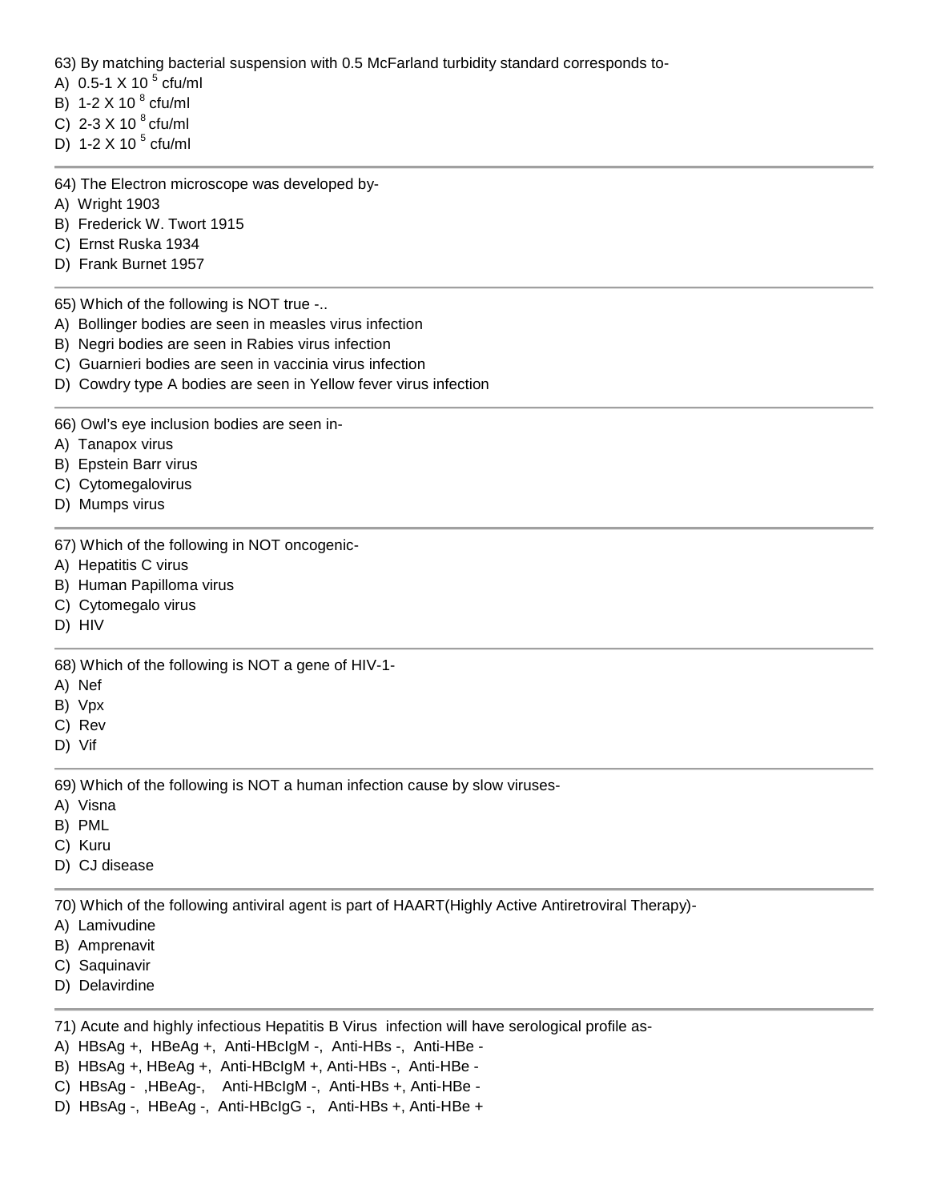63) By matching bacterial suspension with 0.5 McFarland turbidity standard corresponds to-

A) 0.5-1 X $10^{5}$ cfu/ml

B) 1-2 X $10^{8}$ cfu/ml

C) 2-3 X $10^{8}$ cfu/ml

D) 1-2 X $10^{5}$ cfu/ml

---

64) The Electron microscope was developed by-

A) Wright 1903

B) Frederick W. Twort 1915

C) Ernst Ruska 1934

D) Frank Burnet 1957

---

65) Which of the following is NOT true -..

A) Bollinger bodies are seen in measles virus infection

B) Negri bodies are seen in Rabies virus infection

C) Guarnieri bodies are seen in vaccinia virus infection

D) Cowdry type A bodies are seen in Yellow fever virus infection

---

66) Owl's eye inclusion bodies are seen in-

A) Tanapox virus

B) Epstein Barr virus

C) Cytomegalovirus

D) Mumps virus

---

67) Which of the following in NOT oncogenic-

A) Hepatitis C virus

B) Human Papilloma virus

C) Cytomegalo virus

D) HIV

---

68) Which of the following is NOT a gene of HIV-1-

A) Nef

B) Vpx

C) Rev

D) Vif

---

69) Which of the following is NOT a human infection cause by slow viruses-

A) Visna

B) PML

C) Kuru

D) CJ disease

---

70) Which of the following antiviral agent is part of HAART(Highly Active Antiretroviral Therapy)-

A) Lamivudine

B) Amprenavit

C) Saquinavir

D) Delavirdine

---

71) Acute and highly infectious Hepatitis B Virus infection will have serological profile as-

A) HBsAg +, HBeAg +, Anti-HBcIgM -, Anti-HBs -, Anti-HBe -

B) HBsAg +, HBeAg +, Anti-HBcIgM +, Anti-HBs -, Anti-HBe -

C) HBsAg - ,HBeAg-, Anti-HBcIgM -, Anti-HBs +, Anti-HBe -

D) HBsAg -, HBeAg -, Anti-HBcIgG -, Anti-HBs +, Anti-HBe +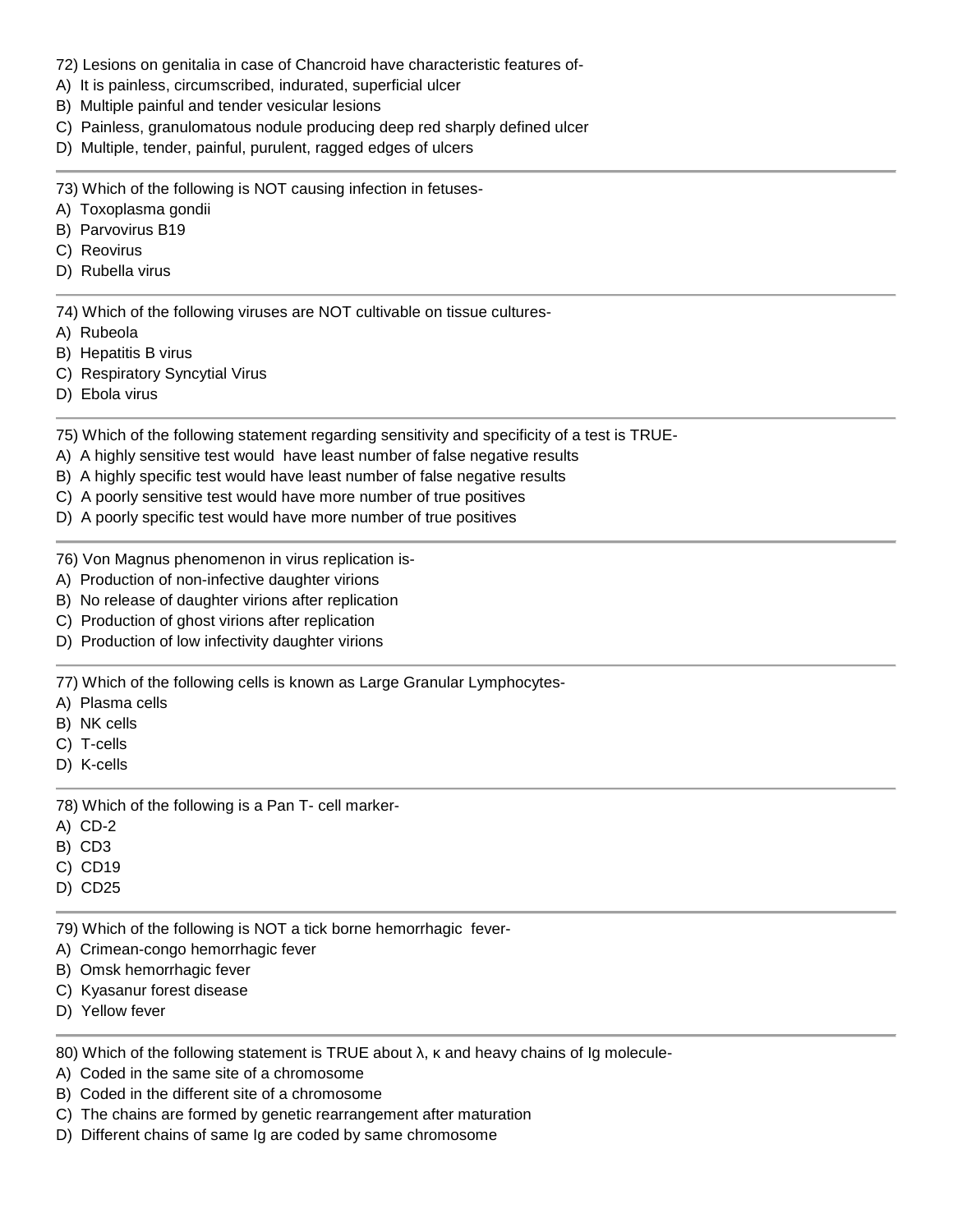72) Lesions on genitalia in case of Chancroid have characteristic features of-

A) It is painless, circumscribed, indurated, superficial ulcer
B) Multiple painful and tender vesicular lesions
C) Painless, granulomatous nodule producing deep red sharply defined ulcer
D) Multiple, tender, painful, purulent, ragged edges of ulcers

---

73) Which of the following is NOT causing infection in fetuses-

A) Toxoplasma gondii
B) Parvovirus B19
C) Reovirus
D) Rubella virus

---

74) Which of the following viruses are NOT cultivable on tissue cultures-

A) Rubeola
B) Hepatitis B virus
C) Respiratory Syncytial Virus
D) Ebola virus

---

75) Which of the following statement regarding sensitivity and specificity of a test is TRUE-

A) A highly sensitive test would have least number of false negative results
B) A highly specific test would have least number of false negative results
C) A poorly sensitive test would have more number of true positives
D) A poorly specific test would have more number of true positives

---

76) Von Magnus phenomenon in virus replication is-

A) Production of non-infective daughter virions
B) No release of daughter virions after replication
C) Production of ghost virions after replication
D) Production of low infectivity daughter virions

---

77) Which of the following cells is known as Large Granular Lymphocytes-

A) Plasma cells
B) NK cells
C) T-cells
D) K-cells

---

78) Which of the following is a Pan T- cell marker-

A) CD-2
B) CD3
C) CD19
D) CD25

---

79) Which of the following is NOT a tick borne hemorrhagic fever-

A) Crimean-congo hemorrhagic fever
B) Omsk hemorrhagic fever
C) Kyasanur forest disease
D) Yellow fever

---

80) Which of the following statement is TRUE about λ, κ and heavy chains of Ig molecule-

A) Coded in the same site of a chromosome
B) Coded in the different site of a chromosome
C) The chains are formed by genetic rearrangement after maturation
D) Different chains of same Ig are coded by same chromosome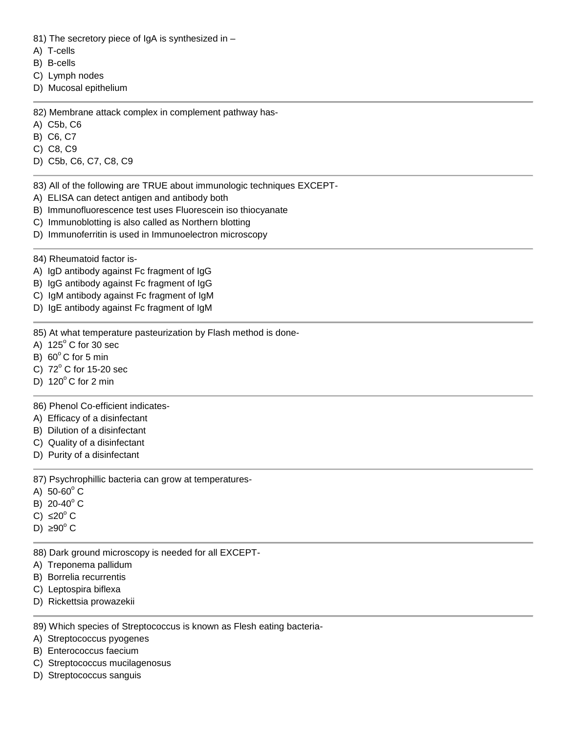81) The secretory piece of IgA is synthesized in –

A) T-cells

B) B-cells

C) Lymph nodes

D) Mucosal epithelium

---

82) Membrane attack complex in complement pathway has-

A) C5b, C6

B) C6, C7

C) C8, C9

D) C5b, C6, C7, C8, C9

---

83) All of the following are TRUE about immunologic techniques EXCEPT-

A) ELISA can detect antigen and antibody both

B) Immunofluorescence test uses Fluorescein iso thiocyanate

C) Immunoblotting is also called as Northern blotting

D) Immunoferritin is used in Immunoelectron microscopy

---

84) Rheumatoid factor is-

A) IgD antibody against Fc fragment of IgG

B) IgG antibody against Fc fragment of IgG

C) IgM antibody against Fc fragment of IgM

D) IgE antibody against Fc fragment of IgM

---

85) At what temperature pasteurization by Flash method is done-

A) $125^{o}$ C for 30 sec

B) $60^{o}$ C for 5 min

C) $72^{o}$ C for 15-20 sec

D) $120^{o}$ C for 2 min

---

86) Phenol Co-efficient indicates-

A) Efficacy of a disinfectant

B) Dilution of a disinfectant

C) Quality of a disinfectant

D) Purity of a disinfectant

---

87) Psychrophillic bacteria can grow at temperatures-

A) 50-$60^{o}$ C

B) 20-$40^{o}$ C

C) $\leq 20^{o}$ C

D) $\geq 90^{o}$ C

---

88) Dark ground microscopy is needed for all EXCEPT-

A) Treponema pallidum

B) Borrelia recurrentis

C) Leptospira biflexa

D) Rickettsia prowazekii

---

89) Which species of Streptococcus is known as Flesh eating bacteria-

A) Streptococcus pyogenes

B) Enterococcus faecium

C) Streptococcus mucilagenosus

D) Streptococcus sanguis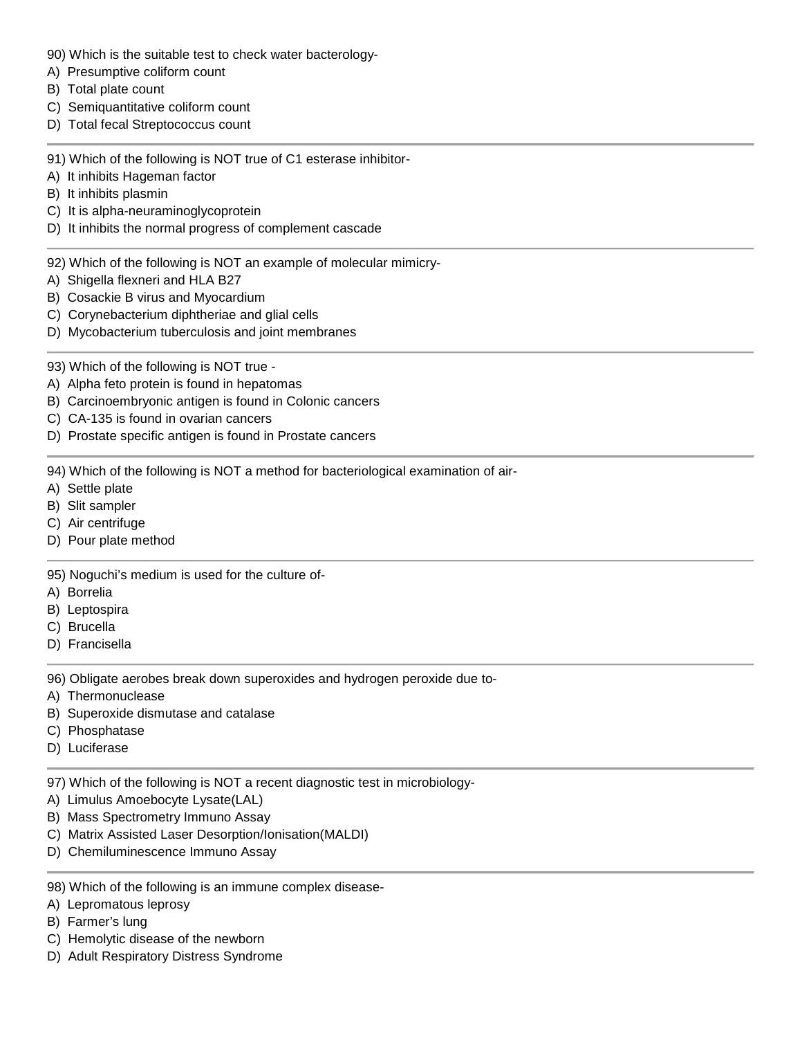90) Which is the suitable test to check water bacterology-
A)  Presumptive coliform count
B)  Total plate count
C)  Semiquantitative coliform count
D)  Total fecal Streptococcus count

---

91) Which of the following is NOT true of C1 esterase inhibitor-
A)  It inhibits Hageman factor
B)  It inhibits plasmin
C)  It is alpha-neuraminoglycoprotein
D)  It inhibits the normal progress of complement cascade

---

92) Which of the following is NOT an example of molecular mimicry-
A)  Shigella flexneri and HLA B27
B)  Cosackie B virus and Myocardium
C)  Corynebacterium diphtheriae and glial cells
D)  Mycobacterium tuberculosis and joint membranes

---

93) Which of the following is NOT true -
A)  Alpha feto protein is found in hepatomas
B)  Carcinoembryonic antigen is found in Colonic cancers
C)  CA-135 is found in ovarian cancers
D)  Prostate specific antigen is found in Prostate cancers

---

94) Which of the following is NOT a method for bacteriological examination of air-
A)  Settle plate
B)  Slit sampler
C)  Air centrifuge
D)  Pour plate method

---

95) Noguchi's medium is used for the culture of-
A)  Borrelia
B)  Leptospira
C)  Brucella
D)  Francisella

---

96) Obligate aerobes break down superoxides and hydrogen peroxide due to-
A)  Thermonuclease
B)  Superoxide dismutase and catalase
C)  Phosphatase
D)  Luciferase

---

97) Which of the following is NOT a recent diagnostic test in microbiology-
A)  Limulus Amoebocyte Lysate(LAL)
B)  Mass Spectrometry Immuno Assay
C)  Matrix Assisted Laser Desorption/Ionisation(MALDI)
D)  Chemiluminescence Immuno Assay

---

98) Which of the following is an immune complex disease-
A)  Lepromatous leprosy
B)  Farmer's lung
C)  Hemolytic disease of the newborn
D)  Adult Respiratory Distress Syndrome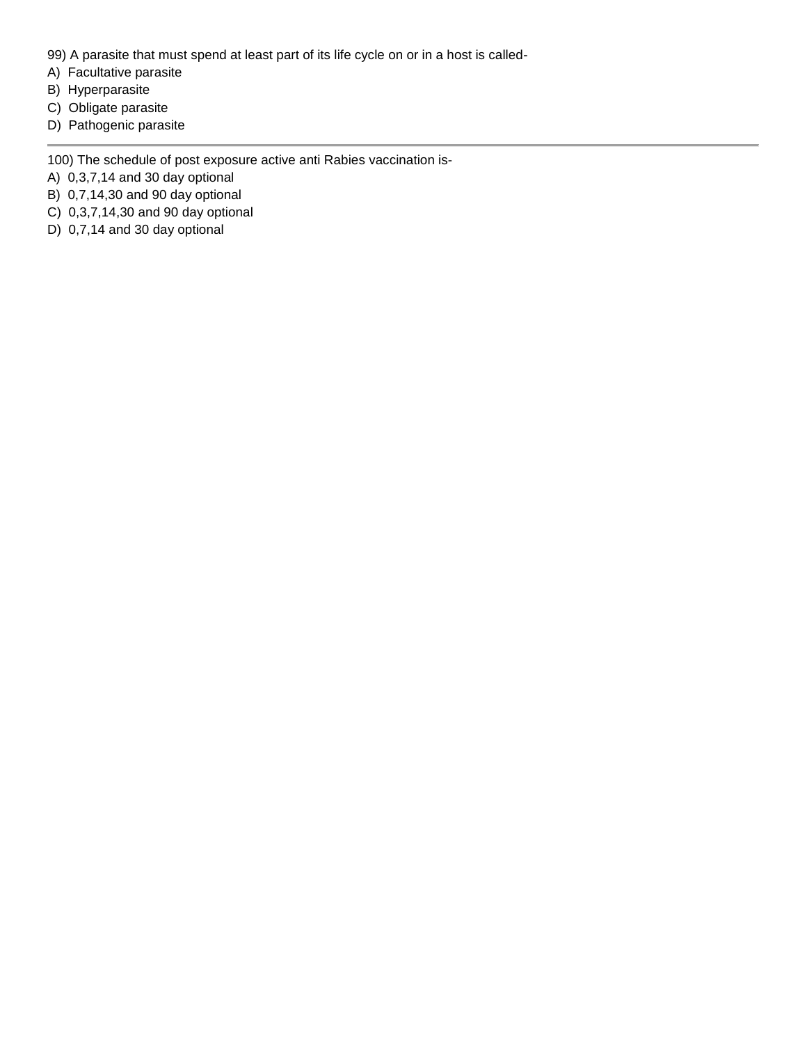99) A parasite that must spend at least part of its life cycle on or in a host is called-

A) Facultative parasite

B) Hyperparasite

C) Obligate parasite

D) Pathogenic parasite

---

100) The schedule of post exposure active anti Rabies vaccination is-

A) 0,3,7,14 and 30 day optional

B) 0,7,14,30 and 90 day optional

C) 0,3,7,14,30 and 90 day optional

D) 0,7,14 and 30 day optional